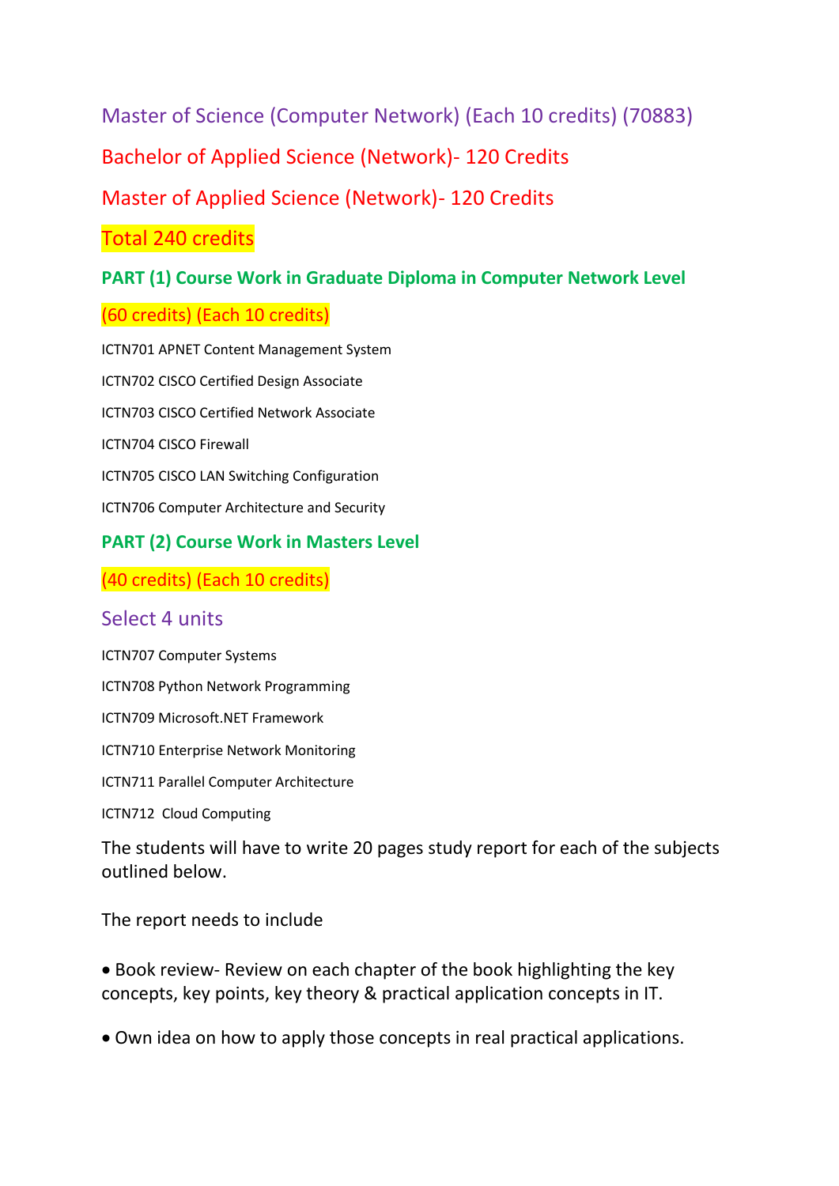## Master of Science (Computer Network) (Each 10 credits) (70883)

## Bachelor of Applied Science (Network)- 120 Credits

## Master of Applied Science (Network)- 120 Credits

## Total 240 credits

### PART (1) Course Work in Graduate Diploma in Computer Network Level

(60 credits) (Each 10 credits)

ICTN701 APNET Content Management System

ICTN702 CISCO Certified Design Associate

ICTN703 CISCO Certified Network Associate

ICTN704 CISCO Firewall

ICTN705 CISCO LAN Switching Configuration

ICTN706 Computer Architecture and Security

### PART (2) Course Work in Masters Level

(40 credits) (Each 10 credits)

Select 4 units

ICTN707 Computer Systems

ICTN708 Python Network Programming

ICTN709 Microsoft.NET Framework

ICTN710 Enterprise Network Monitoring

ICTN711 Parallel Computer Architecture

ICTN712 Cloud Computing

The students will have to write 20 pages study report for each of the subjects outlined below.

The report needs to include

- Book review- Review on each chapter of the book highlighting the key concepts, key points, key theory & practical application concepts in IT.
- Own idea on how to apply those concepts in real practical applications.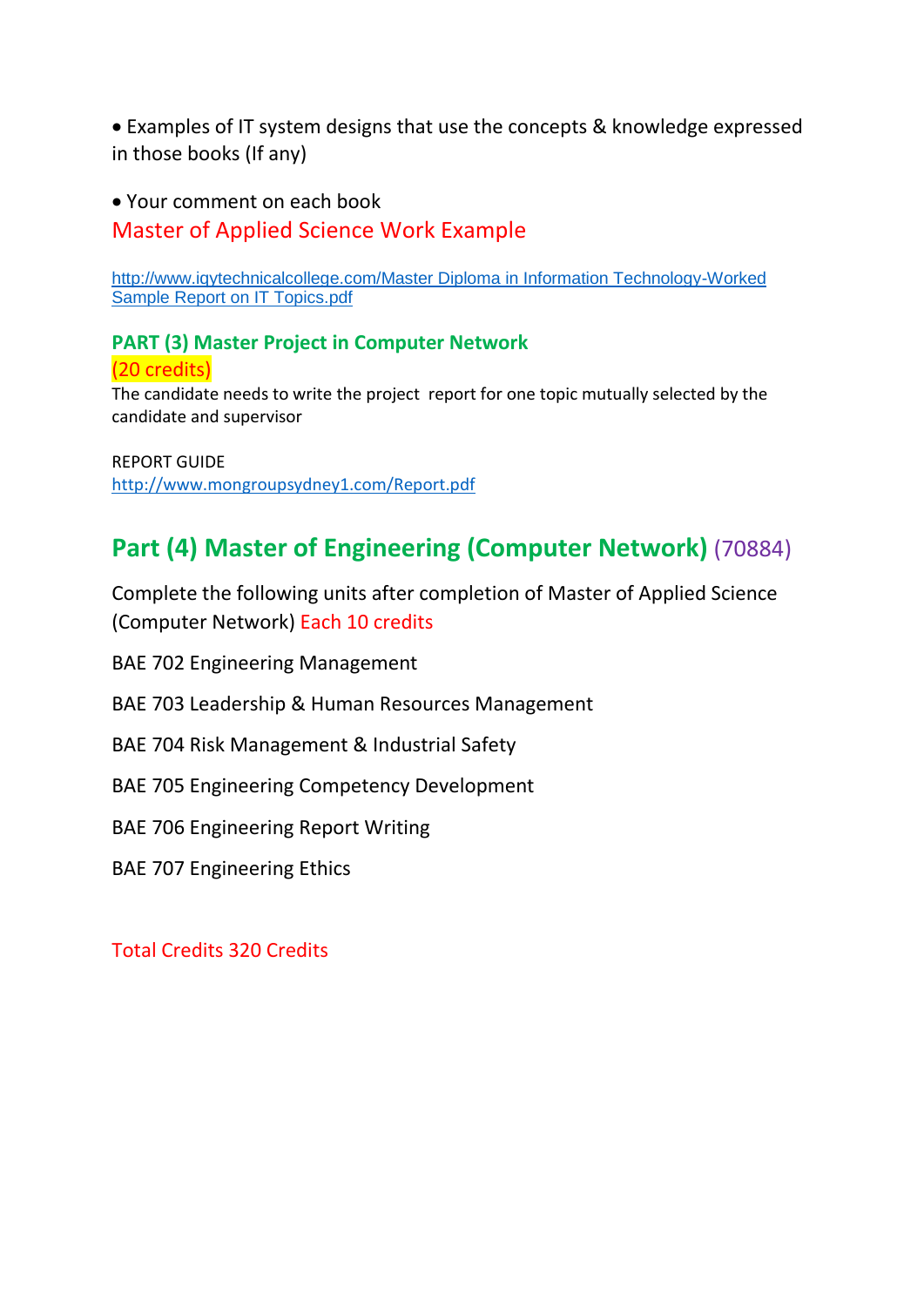- Examples of IT system designs that use the concepts & knowledge expressed in those books (If any)

- Your comment on each book

Master of Applied Science Work Example

[http://www.iqytechnicalcollege.com/Master Diploma in Information Technology-Worked Sample Report on IT Topics.pdf](http://www.iqytechnicalcollege.com/Master Diploma in Information Technology-Worked Sample Report on IT Topics.pdf)

### PART (3) Master Project in Computer Network

(20 credits)

The candidate needs to write the project report for one topic mutually selected by the candidate and supervisor

REPORT GUIDE

[http://www.mongroupsydney1.com/Report.pdf](http://www.mongroupsydney1.com/Report.pdf)

## Part (4) Master of Engineering (Computer Network) (70884)

Complete the following units after completion of Master of Applied Science (Computer Network) Each 10 credits

BAE 702 Engineering Management

BAE 703 Leadership & Human Resources Management

BAE 704 Risk Management & Industrial Safety

BAE 705 Engineering Competency Development

BAE 706 Engineering Report Writing

BAE 707 Engineering Ethics

Total Credits 320 Credits